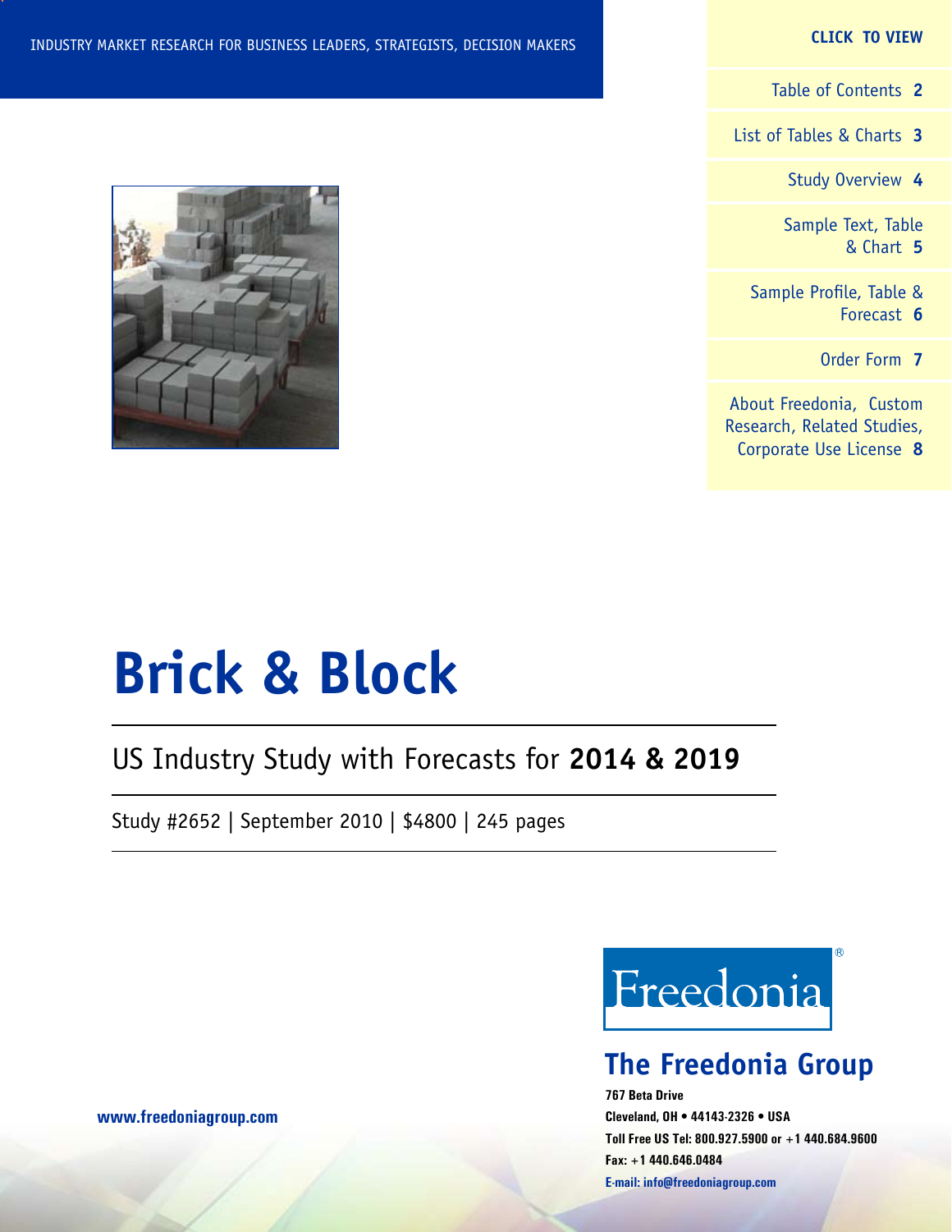INDUSTRY MARKET RESEARCH FOR BUSINESS LEADERS, STRATEGISTS, DECISION MAKERS

**CLICK TO VIEW**

- Table of Contents **2**
- List of Tables & Charts **3**
- Study Overview **4**
- Sample Text, Table & Chart **5**
- Sample Profile, Table & Forecast **6**
- Order Form **7**
- About Freedonia, Custom Research, Related Studies, Corporate Use License **8**

# Brick & Block

## US Industry Study with Forecasts for **2014 & 2019**

Study #2652 | September 2010 | $4800 | 245 pages

Freedonia®

**The Freedonia Group**

**767 Beta Drive**
**Cleveland, OH • 44143-2326 • USA**
**Toll Free US Tel: 800.927.5900 or +1 440.684.9600**
**Fax: +1 440.646.0484**
**E-mail: info@freedoniagroup.com**

**www.freedoniagroup.com**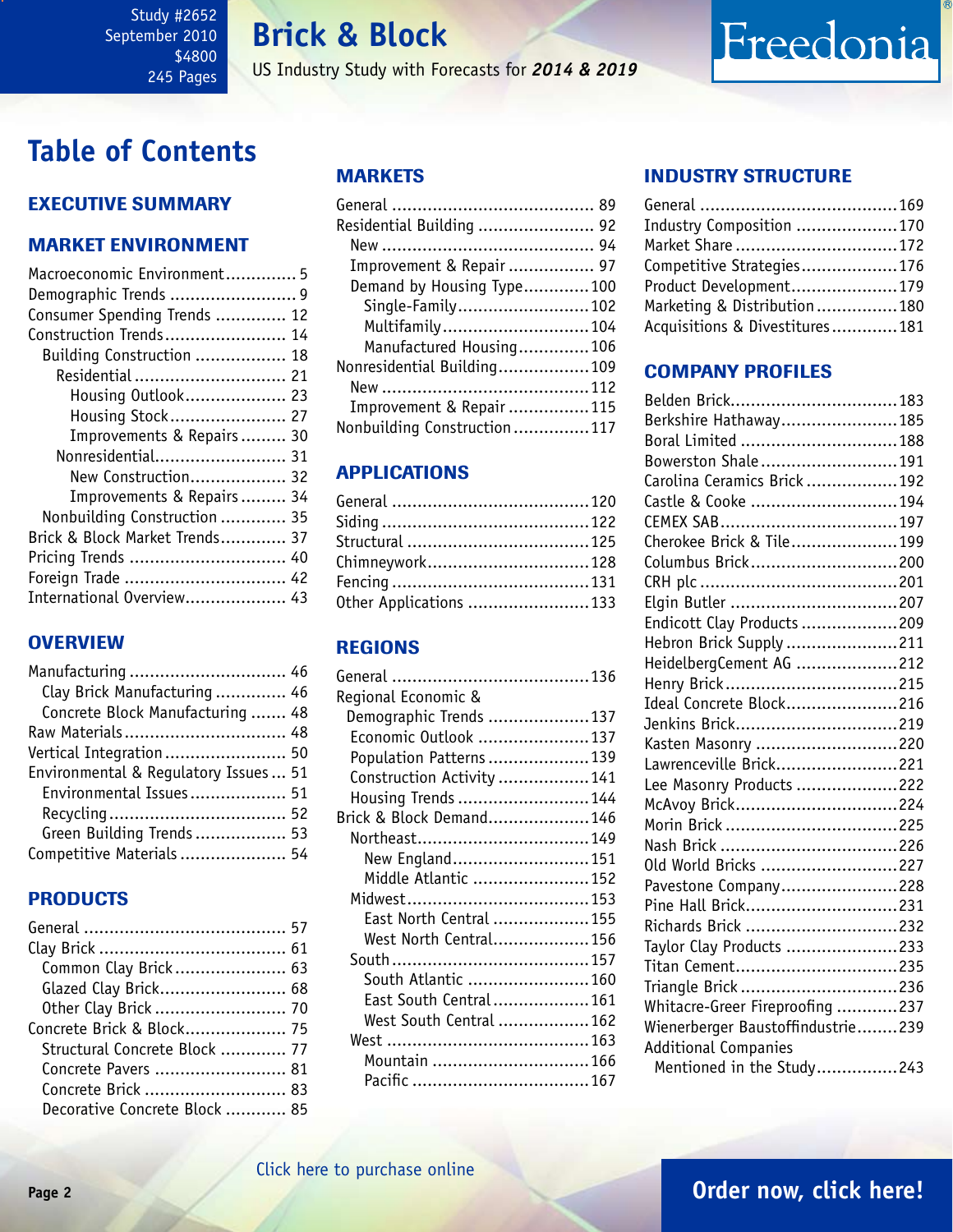Study #2652
September 2010
$4800
245 Pages

# Brick & Block

US Industry Study with Forecasts for *2014 & 2019*

## Table of Contents

### EXECUTIVE SUMMARY

### MARKET ENVIRONMENT

- Macroeconomic Environment ............. 5
- Demographic Trends ......................... 9
- Consumer Spending Trends .............. 12
- Construction Trends ........................ 14
  - Building Construction .................. 18
    - Residential .............................. 21
      - Housing Outlook .................... 23
      - Housing Stock ....................... 27
      - Improvements & Repairs ......... 30
    - Nonresidential .......................... 31
      - New Construction ................... 32
      - Improvements & Repairs ......... 34
  - Nonbuilding Construction ............. 35
- Brick & Block Market Trends ............. 37
- Pricing Trends ............................... 40
- Foreign Trade ................................ 42
- International Overview .................... 43

### OVERVIEW

- Manufacturing ............................... 46
  - Clay Brick Manufacturing .............. 46
  - Concrete Block Manufacturing ....... 48
- Raw Materials ................................ 48
- Vertical Integration ........................ 50
- Environmental & Regulatory Issues ... 51
  - Environmental Issues ................... 51
  - Recycling ................................... 52
  - Green Building Trends .................. 53
- Competitive Materials ..................... 54

### PRODUCTS

- General ........................................ 57
- Clay Brick ..................................... 61
  - Common Clay Brick ...................... 63
  - Glazed Clay Brick ........................ 68
  - Other Clay Brick .......................... 70
- Concrete Brick & Block .................... 75
  - Structural Concrete Block ............. 77
  - Concrete Pavers .......................... 81
  - Concrete Brick ............................ 83
  - Decorative Concrete Block ............ 85

### MARKETS

- General ........................................ 89
- Residential Building ....................... 92
  - New .......................................... 94
  - Improvement & Repair ................. 97
  - Demand by Housing Type ............. 100
    - Single-Family .......................... 102
    - Multifamily ............................. 104
    - Manufactured Housing .............. 106
- Nonresidential Building .................. 109
  - New ......................................... 112
  - Improvement & Repair ................ 115
- Nonbuilding Construction ............... 117

### APPLICATIONS

- General ....................................... 120
- Siding ......................................... 122
- Structural .................................... 125
- Chimneywork ................................ 128
- Fencing ....................................... 131
- Other Applications ........................ 133

### REGIONS

- General ....................................... 136
- Regional Economic & Demographic Trends .................... 137
  - Economic Outlook ....................... 137
  - Population Patterns .................... 139
  - Construction Activity .................. 141
  - Housing Trends .......................... 144
- Brick & Block Demand .................... 146
  - Northeast .................................. 149
    - New England ........................... 151
    - Middle Atlantic ....................... 152
  - Midwest .................................... 153
    - East North Central ................... 155
    - West North Central ................... 156
  - South ....................................... 157
    - South Atlantic ........................ 160
    - East South Central ................... 161
    - West South Central .................. 162
  - West ........................................ 163
    - Mountain ............................... 166
    - Pacific .................................. 167

### INDUSTRY STRUCTURE

- General ....................................... 169
- Industry Composition .................... 170
- Market Share ................................ 172
- Competitive Strategies ................... 176
- Product Development ..................... 179
- Marketing & Distribution ................ 180
- Acquisitions & Divestitures ............. 181

### COMPANY PROFILES

- Belden Brick ................................. 183
- Berkshire Hathaway ....................... 185
- Boral Limited ............................... 188
- Bowerston Shale ........................... 191
- Carolina Ceramics Brick .................. 192
- Castle & Cooke ............................. 194
- CEMEX SAB ................................... 197
- Cherokee Brick & Tile ..................... 199
- Columbus Brick ............................. 200
- CRH plc ....................................... 201
- Elgin Butler .................................. 207
- Endicott Clay Products ................... 209
- Hebron Brick Supply ...................... 211
- HeidelbergCement AG .................... 212
- Henry Brick .................................. 215
- Ideal Concrete Block ...................... 216
- Jenkins Brick ................................ 219
- Kasten Masonry ............................ 220
- Lawrenceville Brick ........................ 221
- Lee Masonry Products .................... 222
- McAvoy Brick ................................ 224
- Morin Brick .................................. 225
- Nash Brick ................................... 226
- Old World Bricks ........................... 227
- Pavestone Company ....................... 228
- Pine Hall Brick .............................. 231
- Richards Brick .............................. 232
- Taylor Clay Products ...................... 233
- Titan Cement ................................ 235
- Triangle Brick ............................... 236
- Whitacre-Greer Fireproofing ............ 237
- Wienerberger Baustoffindustrie ........ 239
- Additional Companies Mentioned in the Study ................ 243

Click here to purchase online

Order now, click here!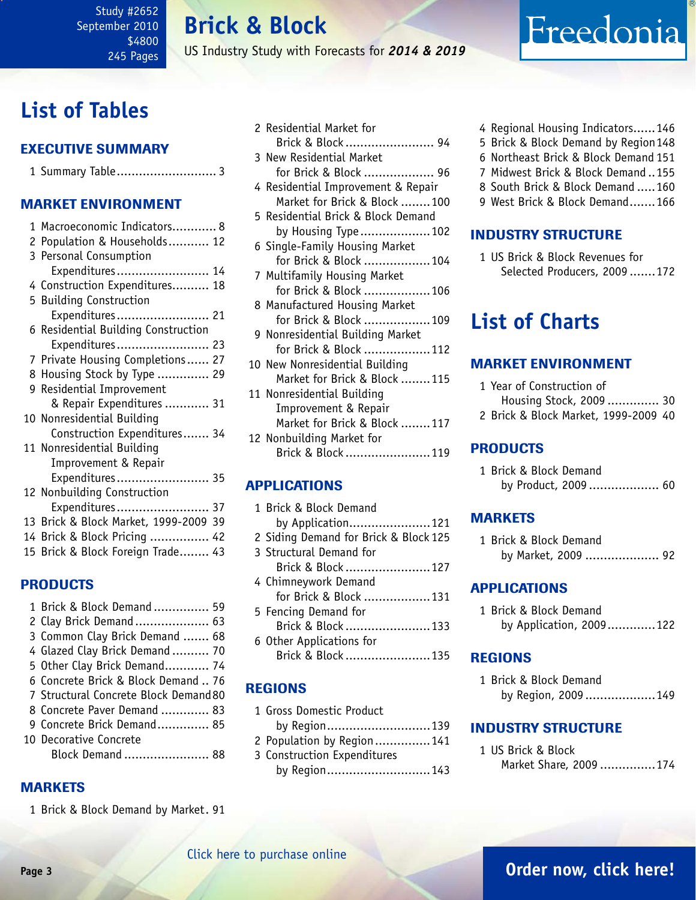Study #2652
September 2010
$4800
245 Pages

# Brick & Block

US Industry Study with Forecasts for *2014 & 2019*

## List of Tables

### EXECUTIVE SUMMARY

1 Summary Table ........................... 3

### MARKET ENVIRONMENT

1 Macroeconomic Indicators............ 8
2 Population & Households........... 12
3 Personal Consumption Expenditures......................... 14
4 Construction Expenditures.......... 18
5 Building Construction Expenditures......................... 21
6 Residential Building Construction Expenditures......................... 23
7 Private Housing Completions...... 27
8 Housing Stock by Type .............. 29
9 Residential Improvement & Repair Expenditures ............ 31
10 Nonresidential Building Construction Expenditures....... 34
11 Nonresidential Building Improvement & Repair Expenditures......................... 35
12 Nonbuilding Construction Expenditures......................... 37
13 Brick & Block Market, 1999-2009 39
14 Brick & Block Pricing ................ 42
15 Brick & Block Foreign Trade........ 43

### PRODUCTS

1 Brick & Block Demand ............... 59
2 Clay Brick Demand .................... 63
3 Common Clay Brick Demand ....... 68
4 Glazed Clay Brick Demand .......... 70
5 Other Clay Brick Demand............ 74
6 Concrete Brick & Block Demand .. 76
7 Structural Concrete Block Demand 80
8 Concrete Paver Demand ............. 83
9 Concrete Brick Demand.............. 85
10 Decorative Concrete Block Demand ....................... 88

### MARKETS

1 Brick & Block Demand by Market. 91
2 Residential Market for Brick & Block ........................ 94
3 New Residential Market for Brick & Block ................... 96
4 Residential Improvement & Repair Market for Brick & Block ........100
5 Residential Brick & Block Demand by Housing Type ...................102
6 Single-Family Housing Market for Brick & Block ..................104
7 Multifamily Housing Market for Brick & Block ..................106
8 Manufactured Housing Market for Brick & Block ..................109
9 Nonresidential Building Market for Brick & Block ..................112
10 New Nonresidential Building Market for Brick & Block ........115
11 Nonresidential Building Improvement & Repair Market for Brick & Block ........117
12 Nonbuilding Market for Brick & Block .......................119

### APPLICATIONS

1 Brick & Block Demand by Application......................121
2 Siding Demand for Brick & Block 125
3 Structural Demand for Brick & Block .......................127
4 Chimneywork Demand for Brick & Block ..................131
5 Fencing Demand for Brick & Block .......................133
6 Other Applications for Brick & Block .......................135

### REGIONS

1 Gross Domestic Product by Region............................139
2 Population by Region ...............141
3 Construction Expenditures by Region............................143
4 Regional Housing Indicators......146
5 Brick & Block Demand by Region 148
6 Northeast Brick & Block Demand 151
7 Midwest Brick & Block Demand ..155
8 South Brick & Block Demand .....160
9 West Brick & Block Demand.......166

### INDUSTRY STRUCTURE

1 US Brick & Block Revenues for Selected Producers, 2009 .......172

## List of Charts

### MARKET ENVIRONMENT

1 Year of Construction of Housing Stock, 2009 .............. 30
2 Brick & Block Market, 1999-2009 40

### PRODUCTS

1 Brick & Block Demand by Product, 2009 ................... 60

### MARKETS

1 Brick & Block Demand by Market, 2009 .................... 92

### APPLICATIONS

1 Brick & Block Demand by Application, 2009.............122

### REGIONS

1 Brick & Block Demand by Region, 2009 ...................149

### INDUSTRY STRUCTURE

1 US Brick & Block Market Share, 2009 ...............174

Click here to purchase online

Order now, click here!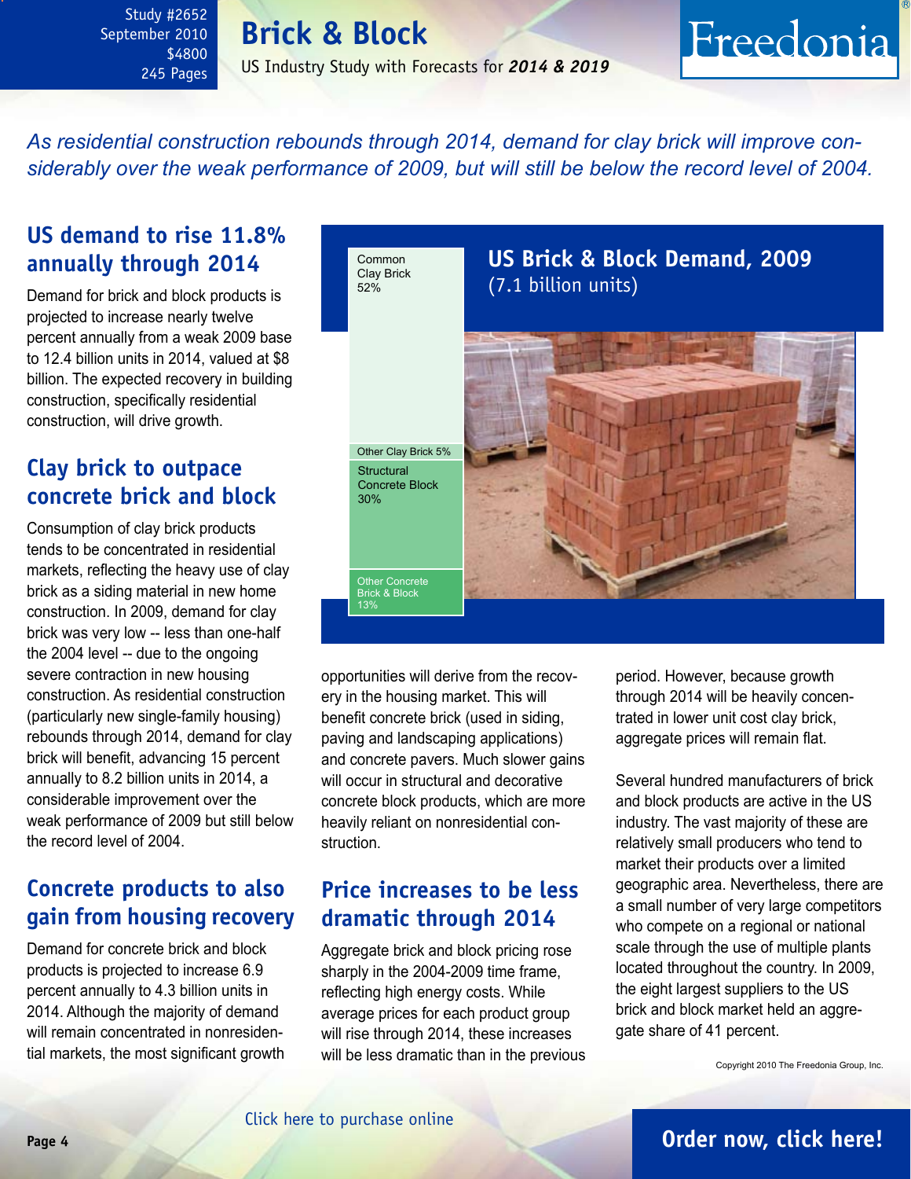Study #2652
September 2010
$4800
245 Pages

# Brick & Block

US Industry Study with Forecasts for ***2014 & 2019***

*As residential construction rebounds through 2014, demand for clay brick will improve considerably over the weak performance of 2009, but will still be below the record level of 2004.*

## US demand to rise 11.8% annually through 2014

Demand for brick and block products is projected to increase nearly twelve percent annually from a weak 2009 base to 12.4 billion units in 2014, valued at $8 billion. The expected recovery in building construction, specifically residential construction, will drive growth.

## Clay brick to outpace concrete brick and block

Consumption of clay brick products tends to be concentrated in residential markets, reflecting the heavy use of clay brick as a siding material in new home construction. In 2009, demand for clay brick was very low -- less than one-half the 2004 level -- due to the ongoing severe contraction in new housing construction. As residential construction (particularly new single-family housing) rebounds through 2014, demand for clay brick will benefit, advancing 15 percent annually to 8.2 billion units in 2014, a considerable improvement over the weak performance of 2009 but still below the record level of 2004.

## Concrete products to also gain from housing recovery

Demand for concrete brick and block products is projected to increase 6.9 percent annually to 4.3 billion units in 2014. Although the majority of demand will remain concentrated in nonresidential markets, the most significant growth opportunities will derive from the recovery in the housing market. This will benefit concrete brick (used in siding, paving and landscaping applications) and concrete pavers. Much slower gains will occur in structural and decorative concrete block products, which are more heavily reliant on nonresidential construction.

**US Brick & Block Demand, 2009**
(7.1 billion units)

| Product | Share |
|---|---|
| Common Clay Brick | 52% |
| Other Clay Brick | 5% |
| Structural Concrete Block | 30% |
| Other Concrete Brick & Block | 13% |

## Price increases to be less dramatic through 2014

Aggregate brick and block pricing rose sharply in the 2004-2009 time frame, reflecting high energy costs. While average prices for each product group will rise through 2014, these increases will be less dramatic than in the previous period. However, because growth through 2014 will be heavily concentrated in lower unit cost clay brick, aggregate prices will remain flat.

Several hundred manufacturers of brick and block products are active in the US industry. The vast majority of these are relatively small producers who tend to market their products over a limited geographic area. Nevertheless, there are a small number of very large competitors who compete on a regional or national scale through the use of multiple plants located throughout the country. In 2009, the eight largest suppliers to the US brick and block market held an aggregate share of 41 percent.

Copyright 2010 The Freedonia Group, Inc.

Click here to purchase online

**Order now, click here!**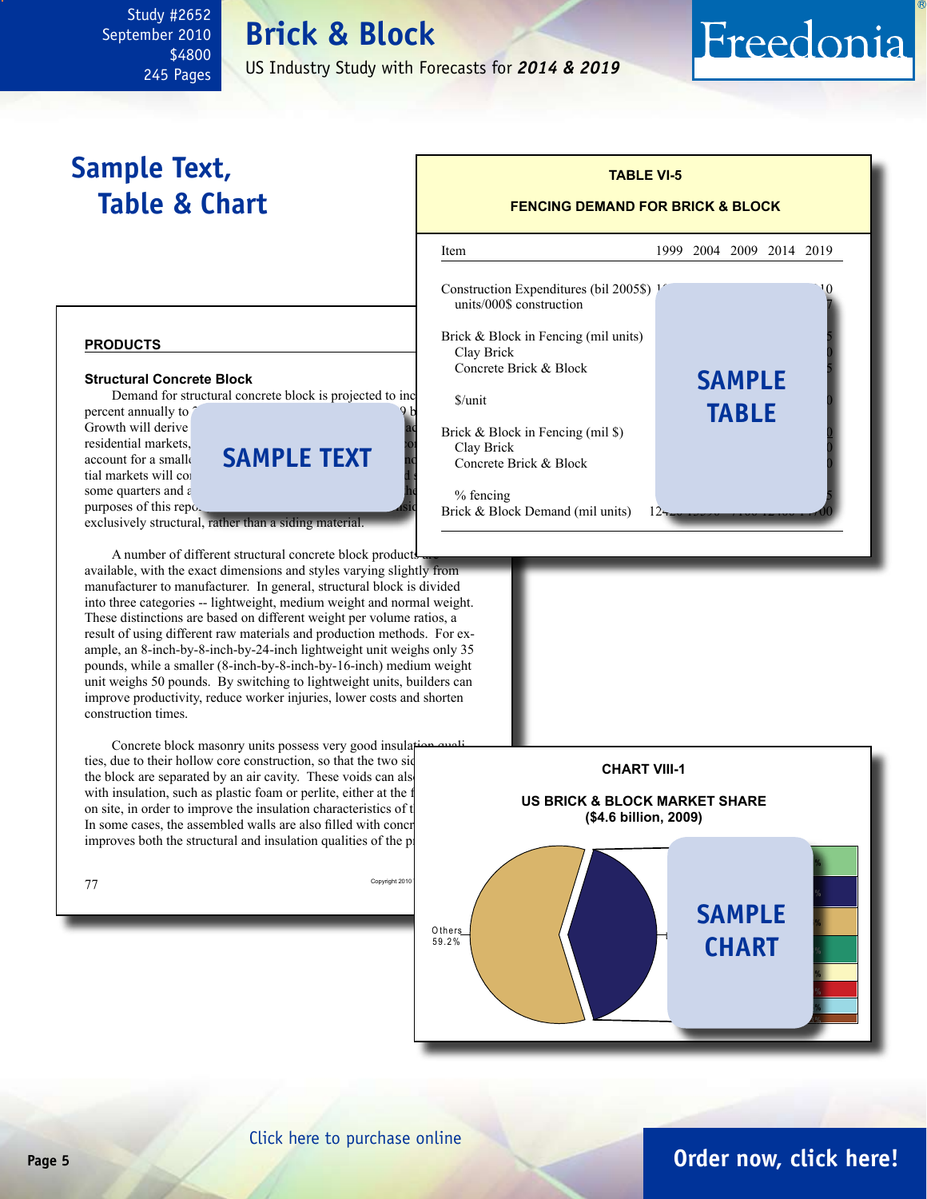# Sample Text, Table & Chart

## PRODUCTS

### Structural Concrete Block

Demand for structural concrete block is projected to inc percent annually to 9 b Growth will derive residential markets, account for a small tial markets will co some quarters and purposes of this repo exclusively structural, rather than a siding material.

SAMPLE TEXT

A number of different structural concrete block products are available, with the exact dimensions and styles varying slightly from manufacturer to manufacturer. In general, structural block is divided into three categories -- lightweight, medium weight and normal weight. These distinctions are based on different weight per volume ratios, a result of using different raw materials and production methods. For example, an 8-inch-by-8-inch-by-24-inch lightweight unit weighs only 35 pounds, while a smaller (8-inch-by-8-inch-by-16-inch) medium weight unit weighs 50 pounds. By switching to lightweight units, builders can improve productivity, reduce worker injuries, lower costs and shorten construction times.

Concrete block masonry units possess very good insulation qualities, due to their hollow core construction, so that the two sid the block are separated by an air cavity. These voids can als with insulation, such as plastic foam or perlite, either at the f on site, in order to improve the insulation characteristics of t In some cases, the assembled walls are also filled with concr improves both the structural and insulation qualities of the p

**TABLE VI-5**

**FENCING DEMAND FOR BRICK & BLOCK**

| Item | 1999 | 2004 | 2009 | 2014 | 2019 |
|---|---|---|---|---|---|
| Construction Expenditures (bil 2005$) | | | | | |
| units/000$ construction | | | | | |
| Brick & Block in Fencing (mil units) | | | | | |
| Clay Brick | | | | | |
| Concrete Brick & Block | | | | | |
| $/unit | | | | | |
| Brick & Block in Fencing (mil $) | | | | | |
| Clay Brick | | | | | |
| Concrete Brick & Block | | | | | |
| % fencing | | | | | |
| Brick & Block Demand (mil units) | | | | | |

SAMPLE TABLE

**CHART VIII-1**

**US BRICK & BLOCK MARKET SHARE**
**($4.6 billion, 2009)**

Others 59.2%

SAMPLE CHART

Click here to purchase online

Order now, click here!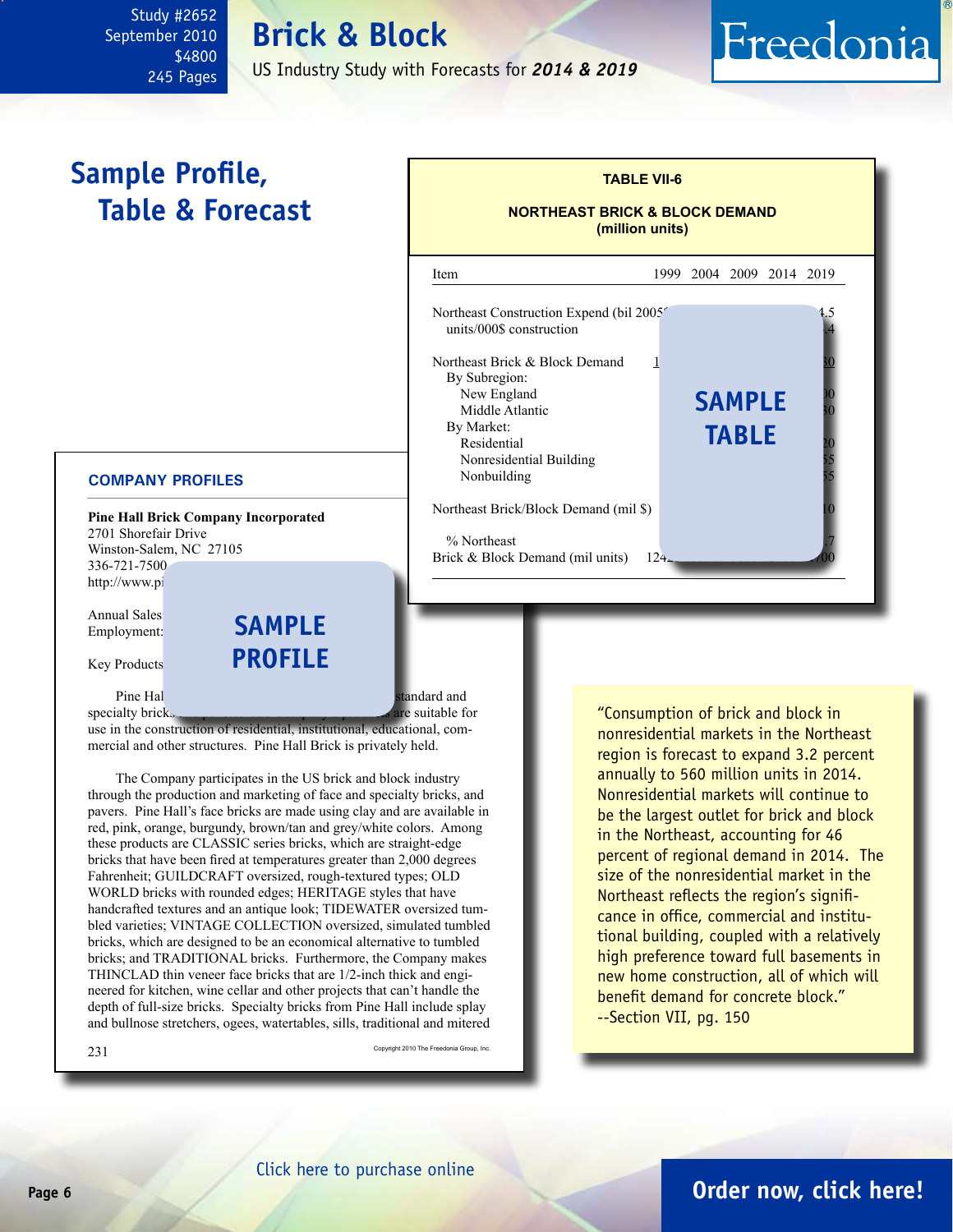# Brick & Block

US Industry Study with Forecasts for *2014 & 2019*

Study #2652
September 2010
$4800
245 Pages

## Sample Profile, Table & Forecast

**TABLE VII-6**

**NORTHEAST BRICK & BLOCK DEMAND (million units)**

| Item | 1999 | 2004 | 2009 | 2014 | 2019 |
|---|---|---|---|---|---|
| Northeast Construction Expend (bil 2005 | | | | | 4.5 |
| units/000$ construction | | | | | .4 |
| | | | | | |
| Northeast Brick & Block Demand | 1 | | | | 30 |
| By Subregion: | | | | | |
| New England | | | | | 00 |
| Middle Atlantic | | | | | 30 |
| By Market: | | | | | |
| Residential | | | | | 20 |
| Nonresidential Building | | | | | 55 |
| Nonbuilding | | | | | 55 |
| | | | | | |
| Northeast Brick/Block Demand (mil $) | | | | | 10 |
| | | | | | |
| % Northeast | | | | | .7 |
| Brick & Block Demand (mil units) | 124 | | | | 00 |

SAMPLE TABLE

**COMPANY PROFILES**

**Pine Hall Brick Company Incorporated**
2701 Shorefair Drive
Winston-Salem, NC 27105
336-721-7500
http://www.pi

Annual Sales
Employment:

Key Products

SAMPLE PROFILE

Pine Hal standard and specialty bricks are suitable for use in the construction of residential, institutional, educational, commercial and other structures. Pine Hall Brick is privately held.

The Company participates in the US brick and block industry through the production and marketing of face and specialty bricks, and pavers. Pine Hall's face bricks are made using clay and are available in red, pink, orange, burgundy, brown/tan and grey/white colors. Among these products are CLASSIC series bricks, which are straight-edge bricks that have been fired at temperatures greater than 2,000 degrees Fahrenheit; GUILDCRAFT oversized, rough-textured types; OLD WORLD bricks with rounded edges; HERITAGE styles that have handcrafted textures and an antique look; TIDEWATER oversized tumbled varieties; VINTAGE COLLECTION oversized, simulated tumbled bricks, which are designed to be an economical alternative to tumbled bricks; and TRADITIONAL bricks. Furthermore, the Company makes THINCLAD thin veneer face bricks that are 1/2-inch thick and engineered for kitchen, wine cellar and other projects that can't handle the depth of full-size bricks. Specialty bricks from Pine Hall include splay and bullnose stretchers, ogees, watertables, sills, traditional and mitered

231 Copyright 2010 The Freedonia Group, Inc.

"Consumption of brick and block in nonresidential markets in the Northeast region is forecast to expand 3.2 percent annually to 560 million units in 2014. Nonresidential markets will continue to be the largest outlet for brick and block in the Northeast, accounting for 46 percent of regional demand in 2014. The size of the nonresidential market in the Northeast reflects the region's significance in office, commercial and institutional building, coupled with a relatively high preference toward full basements in new home construction, all of which will benefit demand for concrete block."
--Section VII, pg. 150

Click here to purchase online

**Order now, click here!**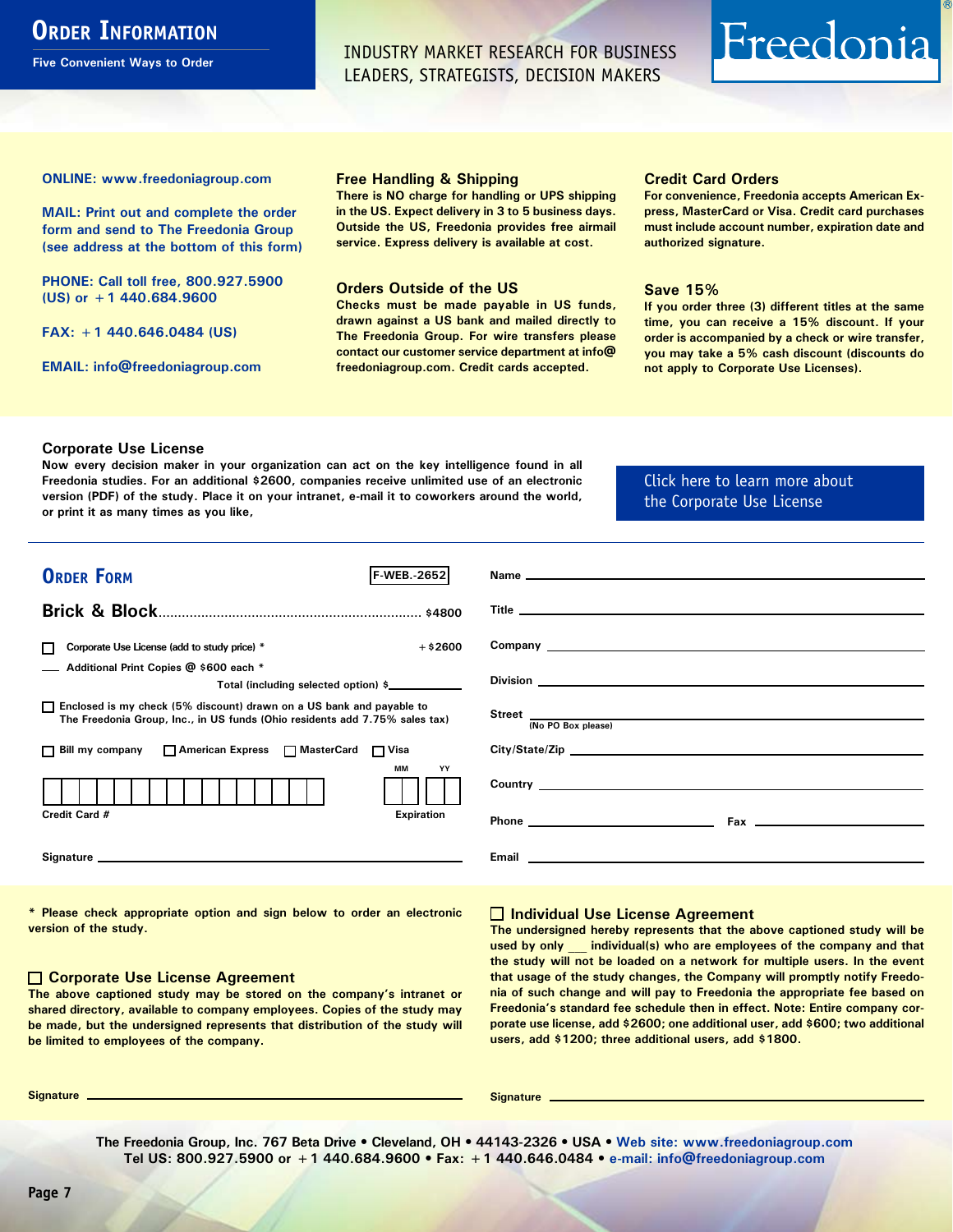# Order Information

Five Convenient Ways to Order

INDUSTRY MARKET RESEARCH FOR BUSINESS LEADERS, STRATEGISTS, DECISION MAKERS

Freedonia®

**ONLINE: www.freedoniagroup.com**

**MAIL: Print out and complete the order form and send to The Freedonia Group (see address at the bottom of this form)**

**PHONE: Call toll free, 800.927.5900 (US) or +1 440.684.9600**

**FAX: +1 440.646.0484 (US)**

**EMAIL: info@freedoniagroup.com**

### Free Handling & Shipping

There is NO charge for handling or UPS shipping in the US. Expect delivery in 3 to 5 business days. Outside the US, Freedonia provides free airmail service. Express delivery is available at cost.

### Orders Outside of the US

Checks must be made payable in US funds, drawn against a US bank and mailed directly to The Freedonia Group. For wire transfers please contact our customer service department at info@freedoniagroup.com. Credit cards accepted.

### Credit Card Orders

For convenience, Freedonia accepts American Express, MasterCard or Visa. Credit card purchases must include account number, expiration date and authorized signature.

### Save 15%

If you order three (3) different titles at the same time, you can receive a 15% discount. If your order is accompanied by a check or wire transfer, you may take a 5% cash discount (discounts do not apply to Corporate Use Licenses).

### Corporate Use License

Now every decision maker in your organization can act on the key intelligence found in all Freedonia studies. For an additional $2600, companies receive unlimited use of an electronic version (PDF) of the study. Place it on your intranet, e-mail it to coworkers around the world, or print it as many times as you like,

Click here to learn more about the Corporate Use License

## Order Form

F-WEB.-2652

**Brick & Block** .................................................................. $4800

☐ Corporate Use License (add to study price) * +$2600

___ Additional Print Copies @ $600 each *

Total (including selected option) $___________

☐ Enclosed is my check (5% discount) drawn on a US bank and payable to The Freedonia Group, Inc., in US funds (Ohio residents add 7.75% sales tax)

☐ Bill my company ☐ American Express ☐ MasterCard ☐ Visa

Credit Card # ____________________ Expiration MM ___ YY ___

Signature ______________________________

Name ______________________________

Title ______________________________

Company ______________________________

Division ______________________________

Street ______________________________ (No PO Box please)

City/State/Zip ______________________________

Country ______________________________

Phone ______________________ Fax ______________________

Email ______________________________

\* Please check appropriate option and sign below to order an electronic version of the study.

### ☐ Corporate Use License Agreement

The above captioned study may be stored on the company's intranet or shared directory, available to company employees. Copies of the study may be made, but the undersigned represents that distribution of the study will be limited to employees of the company.

Signature ______________________________

### ☐ Individual Use License Agreement

The undersigned hereby represents that the above captioned study will be used by only ___ individual(s) who are employees of the company and that the study will not be loaded on a network for multiple users. In the event that usage of the study changes, the Company will promptly notify Freedonia of such change and will pay to Freedonia the appropriate fee based on Freedonia's standard fee schedule then in effect. Note: Entire company corporate use license, add $2600; one additional user, add $600; two additional users, add $1200; three additional users, add $1800.

Signature ______________________________

The Freedonia Group, Inc. 767 Beta Drive • Cleveland, OH • 44143-2326 • USA • Web site: www.freedoniagroup.com
Tel US: 800.927.5900 or +1 440.684.9600 • Fax: +1 440.646.0484 • e-mail: info@freedoniagroup.com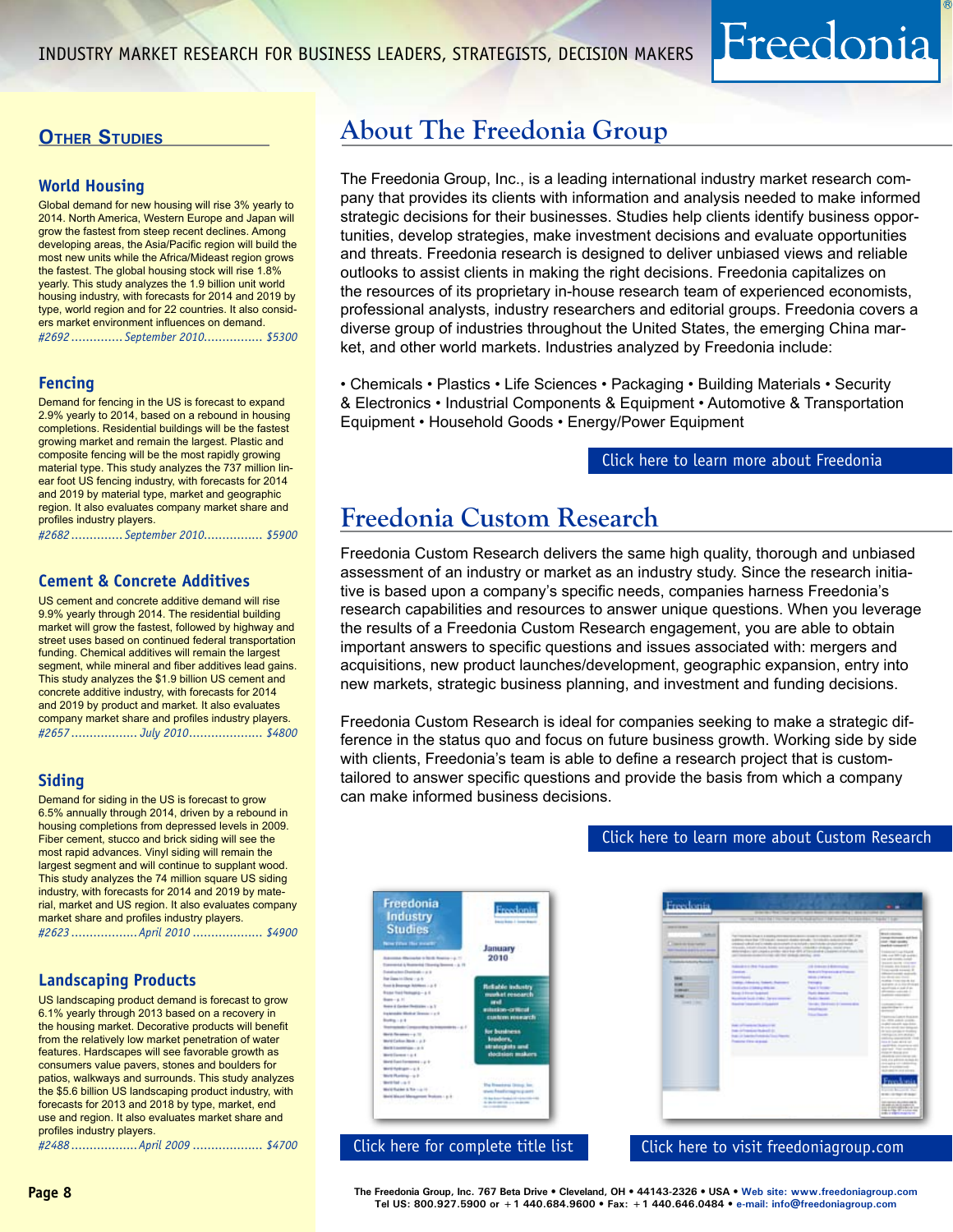INDUSTRY MARKET RESEARCH FOR BUSINESS LEADERS, STRATEGISTS, DECISION MAKERS

## Other Studies

### World Housing

Global demand for new housing will rise 3% yearly to 2014. North America, Western Europe and Japan will grow the fastest from steep recent declines. Among developing areas, the Asia/Pacific region will build the most new units while the Africa/Mideast region grows the fastest. The global housing stock will rise 1.8% yearly. This study analyzes the 1.9 billion unit world housing industry, with forecasts for 2014 and 2019 by type, world region and for 22 countries. It also considers market environment influences on demand.

*#2692 .............. September 2010................ $5300*

### Fencing

Demand for fencing in the US is forecast to expand 2.9% yearly to 2014, based on a rebound in housing completions. Residential buildings will be the fastest growing market and remain the largest. Plastic and composite fencing will be the most rapidly growing material type. This study analyzes the 737 million linear foot US fencing industry, with forecasts for 2014 and 2019 by material type, market and geographic region. It also evaluates company market share and profiles industry players.

*#2682 .............. September 2010................ $5900*

### Cement & Concrete Additives

US cement and concrete additive demand will rise 9.9% yearly through 2014. The residential building market will grow the fastest, followed by highway and street uses based on continued federal transportation funding. Chemical additives will remain the largest segment, while mineral and fiber additives lead gains. This study analyzes the $1.9 billion US cement and concrete additive industry, with forecasts for 2014 and 2019 by product and market. It also evaluates company market share and profiles industry players.

*#2657 .................. July 2010.................... $4800*

### Siding

Demand for siding in the US is forecast to grow 6.5% annually through 2014, driven by a rebound in housing completions from depressed levels in 2009. Fiber cement, stucco and brick siding will see the most rapid advances. Vinyl siding will remain the largest segment and will continue to supplant wood. This study analyzes the 74 million square US siding industry, with forecasts for 2014 and 2019 by material, market and US region. It also evaluates company market share and profiles industry players.

*#2623 ..................April 2010 ................... $4900*

### Landscaping Products

US landscaping product demand is forecast to grow 6.1% yearly through 2013 based on a recovery in the housing market. Decorative products will benefit from the relatively low market penetration of water features. Hardscapes will see favorable growth as consumers value pavers, stones and boulders for patios, walkways and surrounds. This study analyzes the $5.6 billion US landscaping product industry, with forecasts for 2013 and 2018 by type, market, end use and region. It also evaluates market share and profiles industry players.

*#2488 ..................April 2009 ................... $4700*

## About The Freedonia Group

The Freedonia Group, Inc., is a leading international industry market research company that provides its clients with information and analysis needed to make informed strategic decisions for their businesses. Studies help clients identify business opportunities, develop strategies, make investment decisions and evaluate opportunities and threats. Freedonia research is designed to deliver unbiased views and reliable outlooks to assist clients in making the right decisions. Freedonia capitalizes on the resources of its proprietary in-house research team of experienced economists, professional analysts, industry researchers and editorial groups. Freedonia covers a diverse group of industries throughout the United States, the emerging China market, and other world markets. Industries analyzed by Freedonia include:

• Chemicals • Plastics • Life Sciences • Packaging • Building Materials • Security & Electronics • Industrial Components & Equipment • Automotive & Transportation Equipment • Household Goods • Energy/Power Equipment

Click here to learn more about Freedonia

## Freedonia Custom Research

Freedonia Custom Research delivers the same high quality, thorough and unbiased assessment of an industry or market as an industry study. Since the research initiative is based upon a company's specific needs, companies harness Freedonia's research capabilities and resources to answer unique questions. When you leverage the results of a Freedonia Custom Research engagement, you are able to obtain important answers to specific questions and issues associated with: mergers and acquisitions, new product launches/development, geographic expansion, entry into new markets, strategic business planning, and investment and funding decisions.

Freedonia Custom Research is ideal for companies seeking to make a strategic difference in the status quo and focus on future business growth. Working side by side with clients, Freedonia's team is able to define a research project that is custom-tailored to answer specific questions and provide the basis from which a company can make informed business decisions.

Click here to learn more about Custom Research

Click here for complete title list

Click here to visit freedoniagroup.com

**The Freedonia Group, Inc. 767 Beta Drive • Cleveland, OH • 44143-2326 • USA • Web site: www.freedoniagroup.com**
**Tel US: 800.927.5900 or +1 440.684.9600 • Fax: +1 440.646.0484 • e-mail: info@freedoniagroup.com**